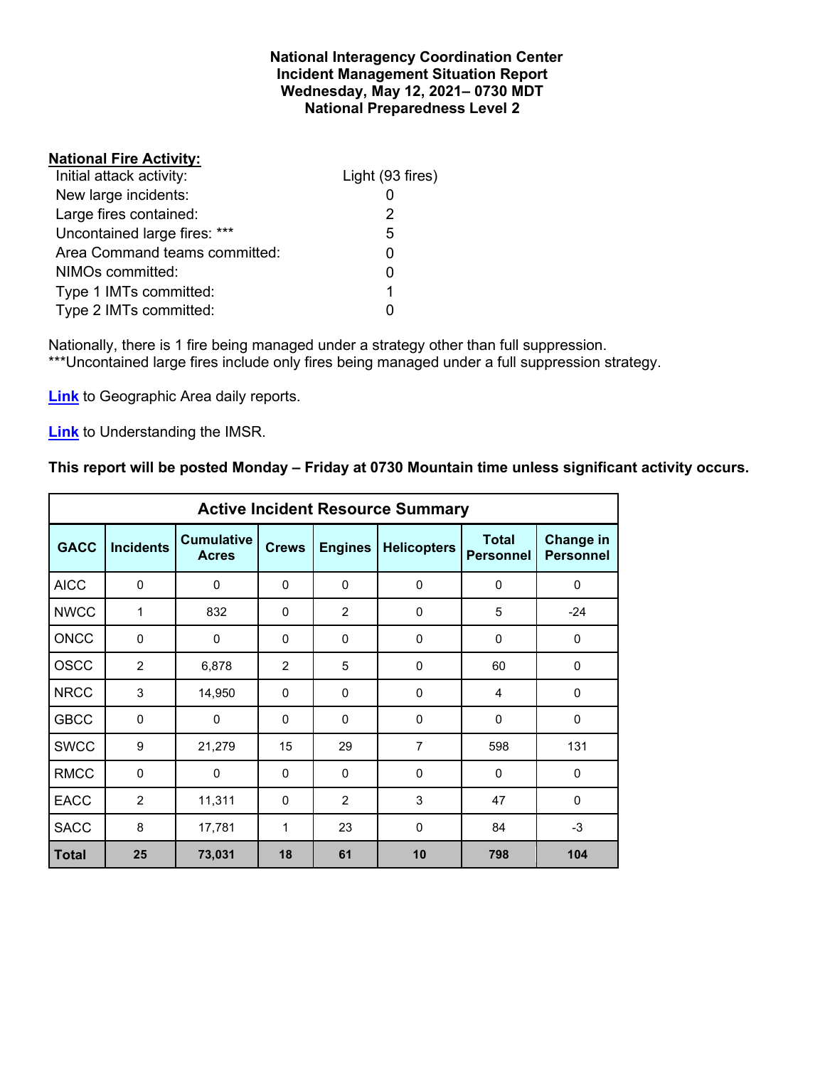**National Interagency Coordination Center**
**Incident Management Situation Report**
**Wednesday, May 12, 2021– 0730 MDT**
**National Preparedness Level 2**

**National Fire Activity:**

| | |
|---|---|
| Initial attack activity: | Light (93 fires) |
| New large incidents: | 0 |
| Large fires contained: | 2 |
| Uncontained large fires: *** | 5 |
| Area Command teams committed: | 0 |
| NIMOs committed: | 0 |
| Type 1 IMTs committed: | 1 |
| Type 2 IMTs committed: | 0 |

Nationally, there is 1 fire being managed under a strategy other than full suppression.
***Uncontained large fires include only fires being managed under a full suppression strategy.

**Link** to Geographic Area daily reports.

**Link** to Understanding the IMSR.

**This report will be posted Monday – Friday at 0730 Mountain time unless significant activity occurs.**

| Active Incident Resource Summary | | | | | | | |
|---|---|---|---|---|---|---|---|
| **GACC** | **Incidents** | **Cumulative Acres** | **Crews** | **Engines** | **Helicopters** | **Total Personnel** | **Change in Personnel** |
| AICC | 0 | 0 | 0 | 0 | 0 | 0 | 0 |
| NWCC | 1 | 832 | 0 | 2 | 0 | 5 | -24 |
| ONCC | 0 | 0 | 0 | 0 | 0 | 0 | 0 |
| OSCC | 2 | 6,878 | 2 | 5 | 0 | 60 | 0 |
| NRCC | 3 | 14,950 | 0 | 0 | 0 | 4 | 0 |
| GBCC | 0 | 0 | 0 | 0 | 0 | 0 | 0 |
| SWCC | 9 | 21,279 | 15 | 29 | 7 | 598 | 131 |
| RMCC | 0 | 0 | 0 | 0 | 0 | 0 | 0 |
| EACC | 2 | 11,311 | 0 | 2 | 3 | 47 | 0 |
| SACC | 8 | 17,781 | 1 | 23 | 0 | 84 | -3 |
| **Total** | **25** | **73,031** | **18** | **61** | **10** | **798** | **104** |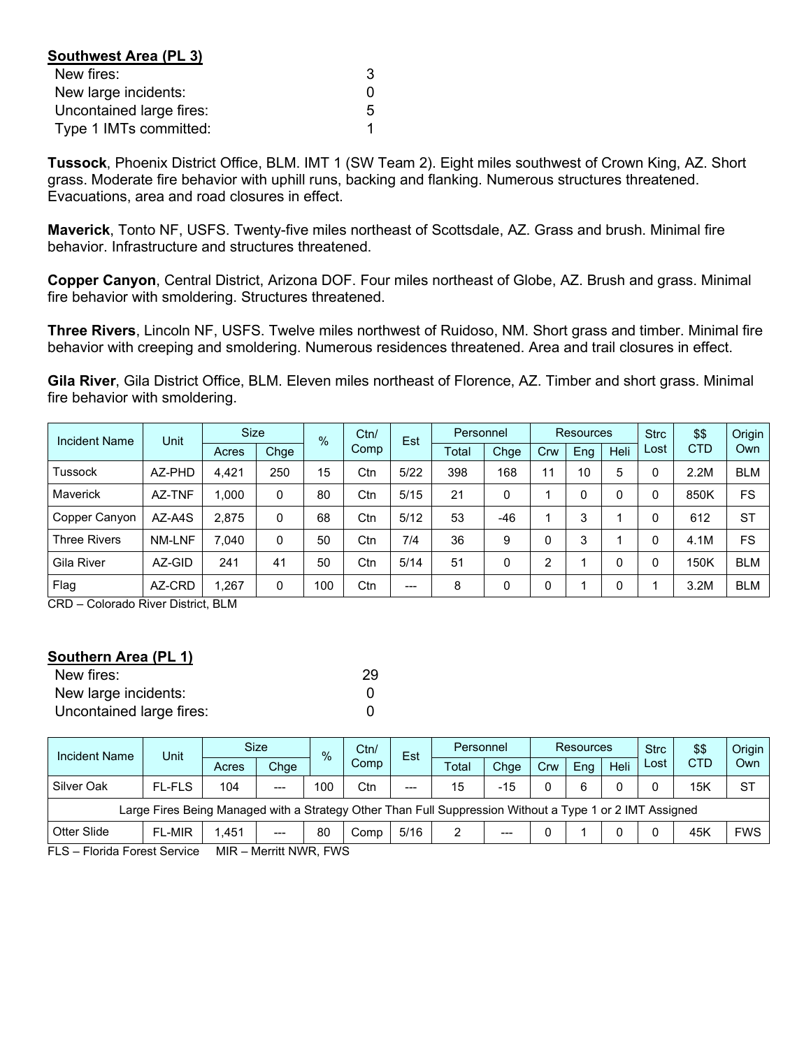**Southwest Area (PL 3)**

| | |
|---|---|
| New fires: | 3 |
| New large incidents: | 0 |
| Uncontained large fires: | 5 |
| Type 1 IMTs committed: | 1 |

**Tussock**, Phoenix District Office, BLM. IMT 1 (SW Team 2). Eight miles southwest of Crown King, AZ. Short grass. Moderate fire behavior with uphill runs, backing and flanking. Numerous structures threatened. Evacuations, area and road closures in effect.

**Maverick**, Tonto NF, USFS. Twenty-five miles northeast of Scottsdale, AZ. Grass and brush. Minimal fire behavior. Infrastructure and structures threatened.

**Copper Canyon**, Central District, Arizona DOF. Four miles northeast of Globe, AZ. Brush and grass. Minimal fire behavior with smoldering. Structures threatened.

**Three Rivers**, Lincoln NF, USFS. Twelve miles northwest of Ruidoso, NM. Short grass and timber. Minimal fire behavior with creeping and smoldering. Numerous residences threatened. Area and trail closures in effect.

**Gila River**, Gila District Office, BLM. Eleven miles northeast of Florence, AZ. Timber and short grass. Minimal fire behavior with smoldering.

| Incident Name | Unit | Size | | % | Ctn/ Comp | Est | Personnel | | Resources | | | Strc Lost | $$ CTD | Origin Own |
|---|---|---|---|---|---|---|---|---|---|---|---|---|---|---|
| | | Acres | Chge | | | | Total | Chge | Crw | Eng | Heli | | | |
| Tussock | AZ-PHD | 4,421 | 250 | 15 | Ctn | 5/22 | 398 | 168 | 11 | 10 | 5 | 0 | 2.2M | BLM |
| Maverick | AZ-TNF | 1,000 | 0 | 80 | Ctn | 5/15 | 21 | 0 | 1 | 0 | 0 | 0 | 850K | FS |
| Copper Canyon | AZ-A4S | 2,875 | 0 | 68 | Ctn | 5/12 | 53 | -46 | 1 | 3 | 1 | 0 | 612 | ST |
| Three Rivers | NM-LNF | 7,040 | 0 | 50 | Ctn | 7/4 | 36 | 9 | 0 | 3 | 1 | 0 | 4.1M | FS |
| Gila River | AZ-GID | 241 | 41 | 50 | Ctn | 5/14 | 51 | 0 | 2 | 1 | 0 | 0 | 150K | BLM |
| Flag | AZ-CRD | 1,267 | 0 | 100 | Ctn | --- | 8 | 0 | 0 | 1 | 0 | 1 | 3.2M | BLM |

CRD – Colorado River District, BLM

**Southern Area (PL 1)**

| | |
|---|---|
| New fires: | 29 |
| New large incidents: | 0 |
| Uncontained large fires: | 0 |

| Incident Name | Unit | Size | | % | Ctn/ Comp | Est | Personnel | | Resources | | | Strc Lost | $$ CTD | Origin Own |
|---|---|---|---|---|---|---|---|---|---|---|---|---|---|---|
| | | Acres | Chge | | | | Total | Chge | Crw | Eng | Heli | | | |
| Silver Oak | FL-FLS | 104 | --- | 100 | Ctn | --- | 15 | -15 | 0 | 6 | 0 | 0 | 15K | ST |
| Large Fires Being Managed with a Strategy Other Than Full Suppression Without a Type 1 or 2 IMT Assigned | | | | | | | | | | | | | | |
| Otter Slide | FL-MIR | 1,451 | --- | 80 | Comp | 5/16 | 2 | --- | 0 | 1 | 0 | 0 | 45K | FWS |

FLS – Florida Forest Service MIR – Merritt NWR, FWS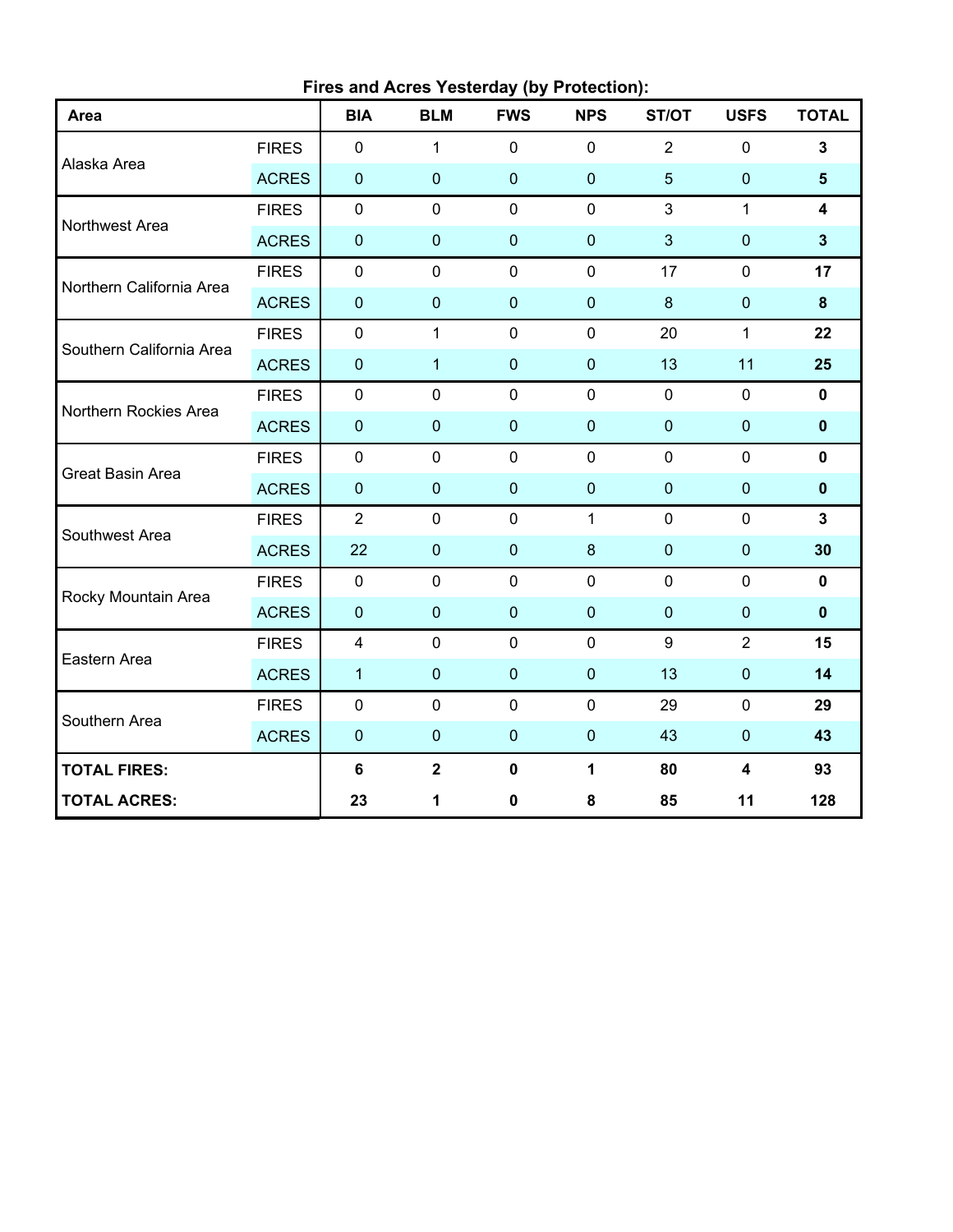**Fires and Acres Yesterday (by Protection):**

| Area | | BIA | BLM | FWS | NPS | ST/OT | USFS | TOTAL |
|---|---|---|---|---|---|---|---|---|
| Alaska Area | FIRES | 0 | 1 | 0 | 0 | 2 | 0 | **3** |
| | ACRES | 0 | 0 | 0 | 0 | 5 | 0 | **5** |
| Northwest Area | FIRES | 0 | 0 | 0 | 0 | 3 | 1 | **4** |
| | ACRES | 0 | 0 | 0 | 0 | 3 | 0 | **3** |
| Northern California Area | FIRES | 0 | 0 | 0 | 0 | 17 | 0 | **17** |
| | ACRES | 0 | 0 | 0 | 0 | 8 | 0 | **8** |
| Southern California Area | FIRES | 0 | 1 | 0 | 0 | 20 | 1 | **22** |
| | ACRES | 0 | 1 | 0 | 0 | 13 | 11 | **25** |
| Northern Rockies Area | FIRES | 0 | 0 | 0 | 0 | 0 | 0 | **0** |
| | ACRES | 0 | 0 | 0 | 0 | 0 | 0 | **0** |
| Great Basin Area | FIRES | 0 | 0 | 0 | 0 | 0 | 0 | **0** |
| | ACRES | 0 | 0 | 0 | 0 | 0 | 0 | **0** |
| Southwest Area | FIRES | 2 | 0 | 0 | 1 | 0 | 0 | **3** |
| | ACRES | 22 | 0 | 0 | 8 | 0 | 0 | **30** |
| Rocky Mountain Area | FIRES | 0 | 0 | 0 | 0 | 0 | 0 | **0** |
| | ACRES | 0 | 0 | 0 | 0 | 0 | 0 | **0** |
| Eastern Area | FIRES | 4 | 0 | 0 | 0 | 9 | 2 | **15** |
| | ACRES | 1 | 0 | 0 | 0 | 13 | 0 | **14** |
| Southern Area | FIRES | 0 | 0 | 0 | 0 | 29 | 0 | **29** |
| | ACRES | 0 | 0 | 0 | 0 | 43 | 0 | **43** |
| **TOTAL FIRES:** | | **6** | **2** | **0** | **1** | **80** | **4** | **93** |
| **TOTAL ACRES:** | | **23** | **1** | **0** | **8** | **85** | **11** | **128** |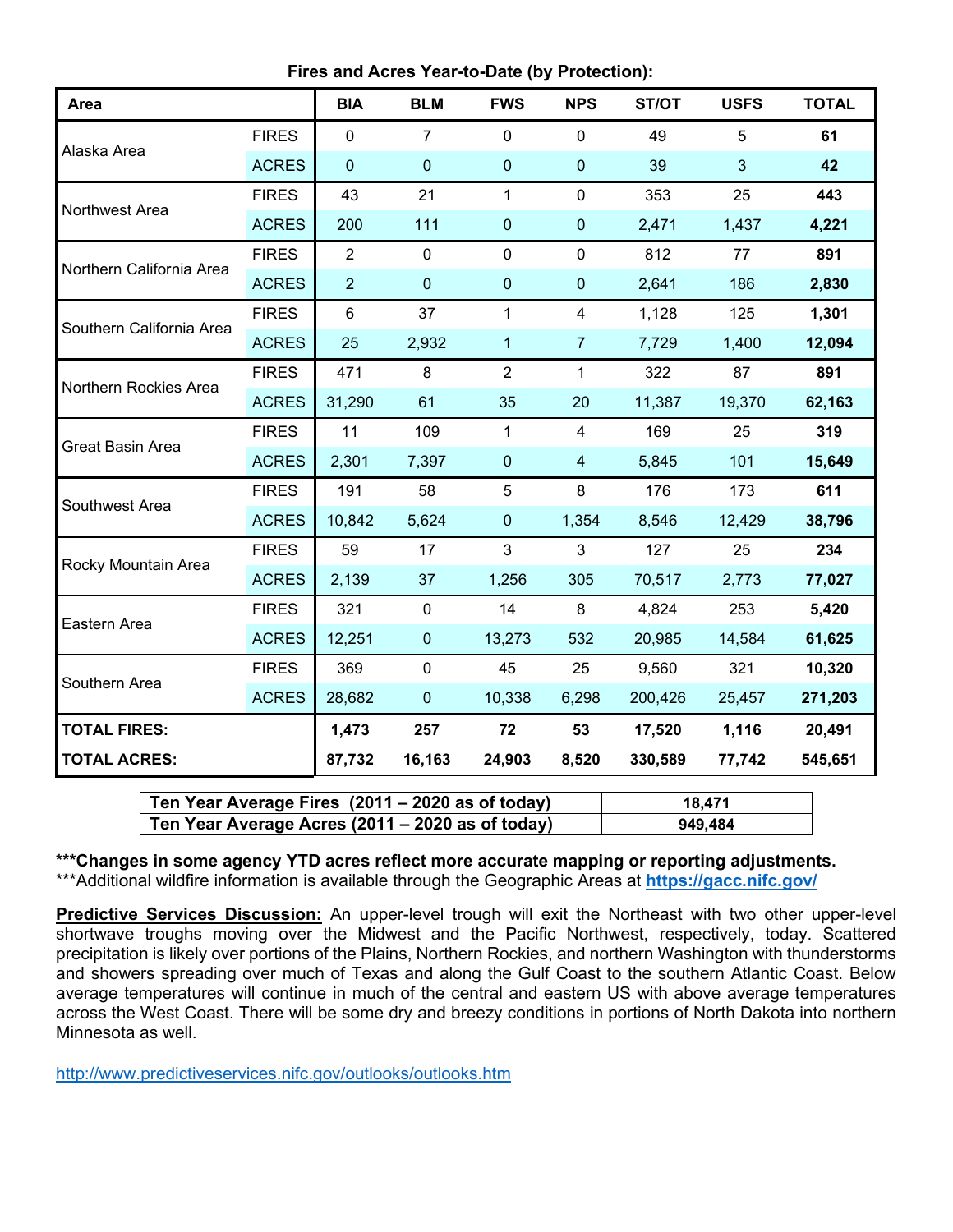**Fires and Acres Year-to-Date (by Protection):**

| Area | | BIA | BLM | FWS | NPS | ST/OT | USFS | TOTAL |
|---|---|---|---|---|---|---|---|---|
| Alaska Area | FIRES | 0 | 7 | 0 | 0 | 49 | 5 | **61** |
| | ACRES | 0 | 0 | 0 | 0 | 39 | 3 | **42** |
| Northwest Area | FIRES | 43 | 21 | 1 | 0 | 353 | 25 | **443** |
| | ACRES | 200 | 111 | 0 | 0 | 2,471 | 1,437 | **4,221** |
| Northern California Area | FIRES | 2 | 0 | 0 | 0 | 812 | 77 | **891** |
| | ACRES | 2 | 0 | 0 | 0 | 2,641 | 186 | **2,830** |
| Southern California Area | FIRES | 6 | 37 | 1 | 4 | 1,128 | 125 | **1,301** |
| | ACRES | 25 | 2,932 | 1 | 7 | 7,729 | 1,400 | **12,094** |
| Northern Rockies Area | FIRES | 471 | 8 | 2 | 1 | 322 | 87 | **891** |
| | ACRES | 31,290 | 61 | 35 | 20 | 11,387 | 19,370 | **62,163** |
| Great Basin Area | FIRES | 11 | 109 | 1 | 4 | 169 | 25 | **319** |
| | ACRES | 2,301 | 7,397 | 0 | 4 | 5,845 | 101 | **15,649** |
| Southwest Area | FIRES | 191 | 58 | 5 | 8 | 176 | 173 | **611** |
| | ACRES | 10,842 | 5,624 | 0 | 1,354 | 8,546 | 12,429 | **38,796** |
| Rocky Mountain Area | FIRES | 59 | 17 | 3 | 3 | 127 | 25 | **234** |
| | ACRES | 2,139 | 37 | 1,256 | 305 | 70,517 | 2,773 | **77,027** |
| Eastern Area | FIRES | 321 | 0 | 14 | 8 | 4,824 | 253 | **5,420** |
| | ACRES | 12,251 | 0 | 13,273 | 532 | 20,985 | 14,584 | **61,625** |
| Southern Area | FIRES | 369 | 0 | 45 | 25 | 9,560 | 321 | **10,320** |
| | ACRES | 28,682 | 0 | 10,338 | 6,298 | 200,426 | 25,457 | **271,203** |
| **TOTAL FIRES:** | | **1,473** | **257** | **72** | **53** | **17,520** | **1,116** | **20,491** |
| **TOTAL ACRES:** | | **87,732** | **16,163** | **24,903** | **8,520** | **330,589** | **77,742** | **545,651** |

| | |
|---|---|
| **Ten Year Average Fires (2011 – 2020 as of today)** | **18,471** |
| **Ten Year Average Acres (2011 – 2020 as of today)** | **949,484** |

**\*\*\*Changes in some agency YTD acres reflect more accurate mapping or reporting adjustments.**
***Additional wildfire information is available through the Geographic Areas at **https://gacc.nifc.gov/**

**Predictive Services Discussion:** An upper-level trough will exit the Northeast with two other upper-level shortwave troughs moving over the Midwest and the Pacific Northwest, respectively, today. Scattered precipitation is likely over portions of the Plains, Northern Rockies, and northern Washington with thunderstorms and showers spreading over much of Texas and along the Gulf Coast to the southern Atlantic Coast. Below average temperatures will continue in much of the central and eastern US with above average temperatures across the West Coast. There will be some dry and breezy conditions in portions of North Dakota into northern Minnesota as well.

http://www.predictiveservices.nifc.gov/outlooks/outlooks.htm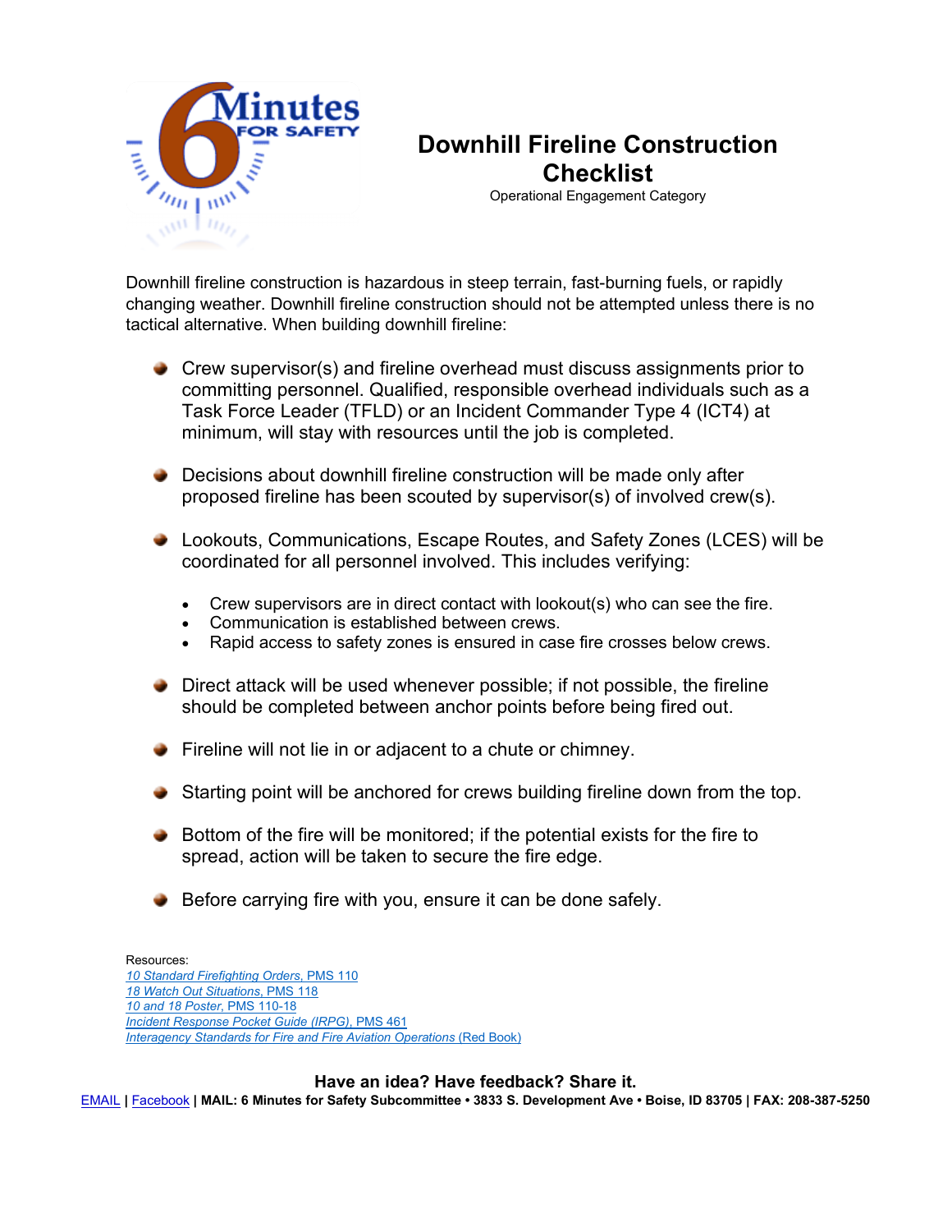# Downhill Fireline Construction Checklist

Operational Engagement Category

Downhill fireline construction is hazardous in steep terrain, fast-burning fuels, or rapidly changing weather. Downhill fireline construction should not be attempted unless there is no tactical alternative. When building downhill fireline:

- Crew supervisor(s) and fireline overhead must discuss assignments prior to committing personnel. Qualified, responsible overhead individuals such as a Task Force Leader (TFLD) or an Incident Commander Type 4 (ICT4) at minimum, will stay with resources until the job is completed.
- Decisions about downhill fireline construction will be made only after proposed fireline has been scouted by supervisor(s) of involved crew(s).
- Lookouts, Communications, Escape Routes, and Safety Zones (LCES) will be coordinated for all personnel involved. This includes verifying:
  - Crew supervisors are in direct contact with lookout(s) who can see the fire.
  - Communication is established between crews.
  - Rapid access to safety zones is ensured in case fire crosses below crews.
- Direct attack will be used whenever possible; if not possible, the fireline should be completed between anchor points before being fired out.
- Fireline will not lie in or adjacent to a chute or chimney.
- Starting point will be anchored for crews building fireline down from the top.
- Bottom of the fire will be monitored; if the potential exists for the fire to spread, action will be taken to secure the fire edge.
- Before carrying fire with you, ensure it can be done safely.

Resources:
*10 Standard Firefighting Orders*, PMS 110
*18 Watch Out Situations*, PMS 118
*10 and 18 Poster*, PMS 110-18
*Incident Response Pocket Guide (IRPG)*, PMS 461
*Interagency Standards for Fire and Fire Aviation Operations* (Red Book)

**Have an idea? Have feedback? Share it.**

EMAIL | Facebook | **MAIL: 6 Minutes for Safety Subcommittee • 3833 S. Development Ave • Boise, ID 83705 | FAX: 208-387-5250**